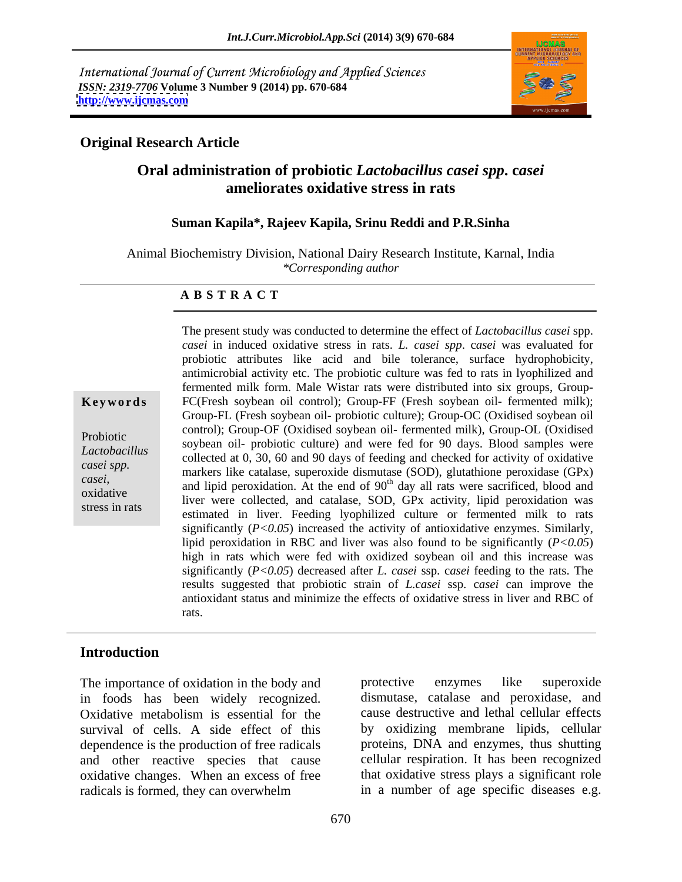International Journal of Current Microbiology and Applied Sciences
*ISSN: 2319-7706* **Volume 3 Number 9 (2014) pp. 670-684**
**http://www.ijcmas.com**

**Original Research Article**

# Oral administration of probiotic *Lactobacillus casei spp.* c*asei* ameliorates oxidative stress in rats

**Suman Kapila*, Rajeev Kapila, Srinu Reddi and P.R.Sinha**

Animal Biochemistry Division, National Dairy Research Institute, Karnal, India
*Corresponding author

## A B S T R A C T

**Keywords**

Probiotic *Lactobacillus casei spp. casei,* oxidative stress in rats

The present study was conducted to determine the effect of *Lactobacillus casei* spp. *casei* in induced oxidative stress in rats. *L. casei spp*. c*asei* was evaluated for probiotic attributes like acid and bile tolerance, surface hydrophobicity, antimicrobial activity etc. The probiotic culture was fed to rats in lyophilized and fermented milk form. Male Wistar rats were distributed into six groups, Group-FC(Fresh soybean oil control); Group-FF (Fresh soybean oil- fermented milk); Group-FL (Fresh soybean oil- probiotic culture); Group-OC (Oxidised soybean oil control); Group-OF (Oxidised soybean oil- fermented milk), Group-OL (Oxidised soybean oil- probiotic culture) and were fed for 90 days. Blood samples were collected at 0, 30, 60 and 90 days of feeding and checked for activity of oxidative markers like catalase, superoxide dismutase (SOD), glutathione peroxidase (GPx) and lipid peroxidation. At the end of 90$^{th}$ day all rats were sacrificed, blood and liver were collected, and catalase, SOD, GPx activity, lipid peroxidation was estimated in liver. Feeding lyophilized culture or fermented milk to rats significantly ($P<0.05$) increased the activity of antioxidative enzymes. Similarly, lipid peroxidation in RBC and liver was also found to be significantly ($P<0.05$) high in rats which were fed with oxidized soybean oil and this increase was significantly ($P<0.05$) decreased after *L. casei* ssp. c*asei* feeding to the rats. The results suggested that probiotic strain of *L.casei* ssp. c*asei* can improve the antioxidant status and minimize the effects of oxidative stress in liver and RBC of rats.

## Introduction

The importance of oxidation in the body and in foods has been widely recognized. Oxidative metabolism is essential for the survival of cells. A side effect of this dependence is the production of free radicals and other reactive species that cause oxidative changes. When an excess of free radicals is formed, they can overwhelm protective enzymes like superoxide dismutase, catalase and peroxidase, and cause destructive and lethal cellular effects by oxidizing membrane lipids, cellular proteins, DNA and enzymes, thus shutting cellular respiration. It has been recognized that oxidative stress plays a significant role in a number of age specific diseases e.g.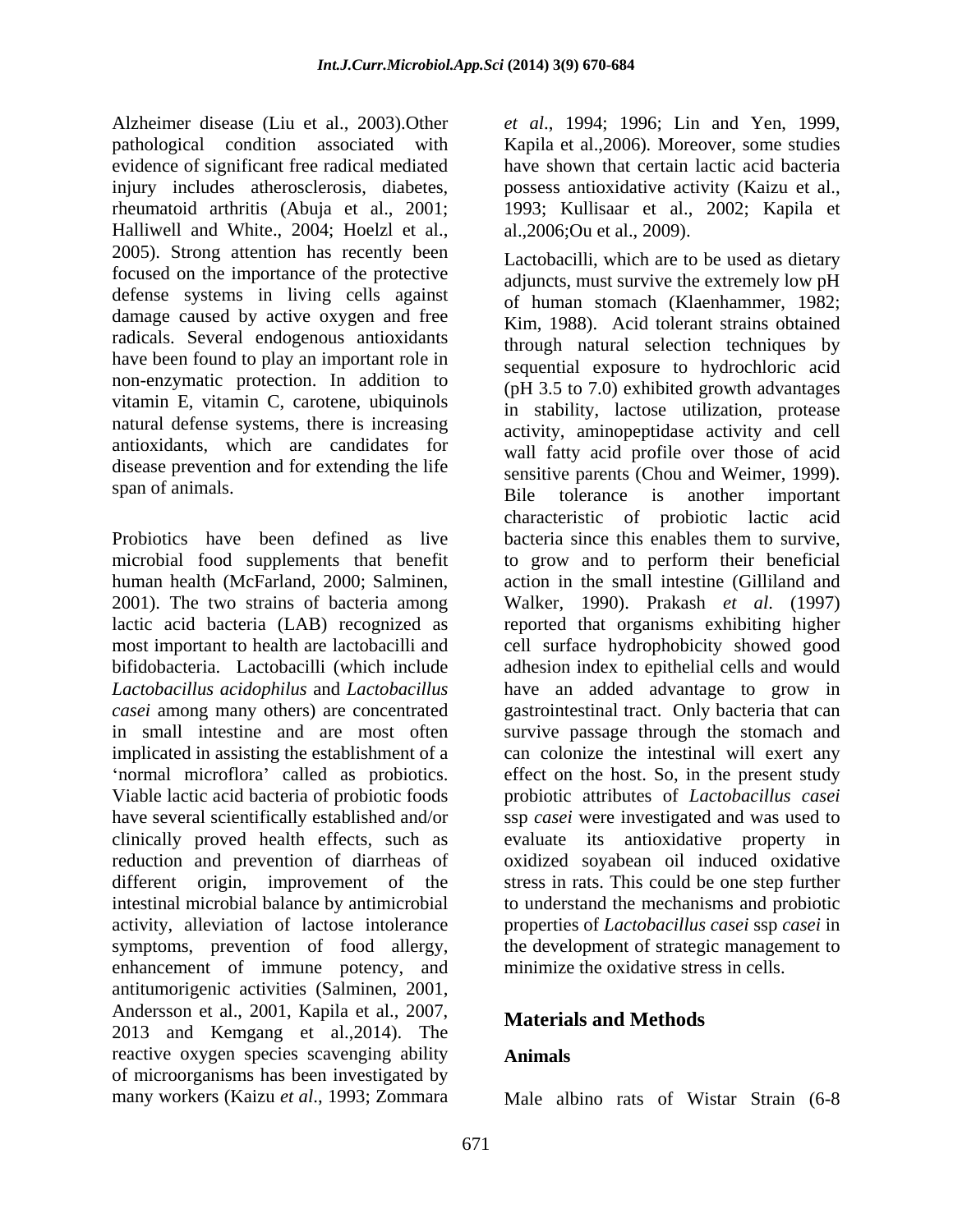Alzheimer disease (Liu et al., 2003).Other pathological condition associated with evidence of significant free radical mediated injury includes atherosclerosis, diabetes, rheumatoid arthritis (Abuja et al., 2001; Halliwell and White., 2004; Hoelzl et al., 2005). Strong attention has recently been focused on the importance of the protective defense systems in living cells against damage caused by active oxygen and free radicals. Several endogenous antioxidants have been found to play an important role in non-enzymatic protection. In addition to vitamin E, vitamin C, carotene, ubiquinols natural defense systems, there is increasing antioxidants, which are candidates for disease prevention and for extending the life span of animals.

Probiotics have been defined as live microbial food supplements that benefit human health (McFarland, 2000; Salminen, 2001). The two strains of bacteria among lactic acid bacteria (LAB) recognized as most important to health are lactobacilli and bifidobacteria. Lactobacilli (which include *Lactobacillus acidophilus* and *Lactobacillus casei* among many others) are concentrated in small intestine and are most often implicated in assisting the establishment of a 'normal microflora' called as probiotics. Viable lactic acid bacteria of probiotic foods have several scientifically established and/or clinically proved health effects, such as reduction and prevention of diarrheas of different origin, improvement of the intestinal microbial balance by antimicrobial activity, alleviation of lactose intolerance symptoms, prevention of food allergy, enhancement of immune potency, and antitumorigenic activities (Salminen, 2001, Andersson et al., 2001, Kapila et al., 2007, 2013 and Kemgang et al.,2014). The reactive oxygen species scavenging ability of microorganisms has been investigated by many workers (Kaizu *et al*., 1993; Zommara *et al*., 1994; 1996; Lin and Yen, 1999, Kapila et al.,2006). Moreover, some studies have shown that certain lactic acid bacteria possess antioxidative activity (Kaizu et al., 1993; Kullisaar et al., 2002; Kapila et al.,2006;Ou et al., 2009).

Lactobacilli, which are to be used as dietary adjuncts, must survive the extremely low pH of human stomach (Klaenhammer, 1982; Kim, 1988). Acid tolerant strains obtained through natural selection techniques by sequential exposure to hydrochloric acid (pH 3.5 to 7.0) exhibited growth advantages in stability, lactose utilization, protease activity, aminopeptidase activity and cell wall fatty acid profile over those of acid sensitive parents (Chou and Weimer, 1999). Bile tolerance is another important characteristic of probiotic lactic acid bacteria since this enables them to survive, to grow and to perform their beneficial action in the small intestine (Gilliland and Walker, 1990). Prakash *et al*. (1997) reported that organisms exhibiting higher cell surface hydrophobicity showed good adhesion index to epithelial cells and would have an added advantage to grow in gastrointestinal tract. Only bacteria that can survive passage through the stomach and can colonize the intestinal will exert any effect on the host. So, in the present study probiotic attributes of *Lactobacillus casei* ssp *casei* were investigated and was used to evaluate its antioxidative property in oxidized soyabean oil induced oxidative stress in rats. This could be one step further to understand the mechanisms and probiotic properties of *Lactobacillus casei* ssp *casei* in the development of strategic management to minimize the oxidative stress in cells.

## Materials and Methods

### Animals

Male albino rats of Wistar Strain (6-8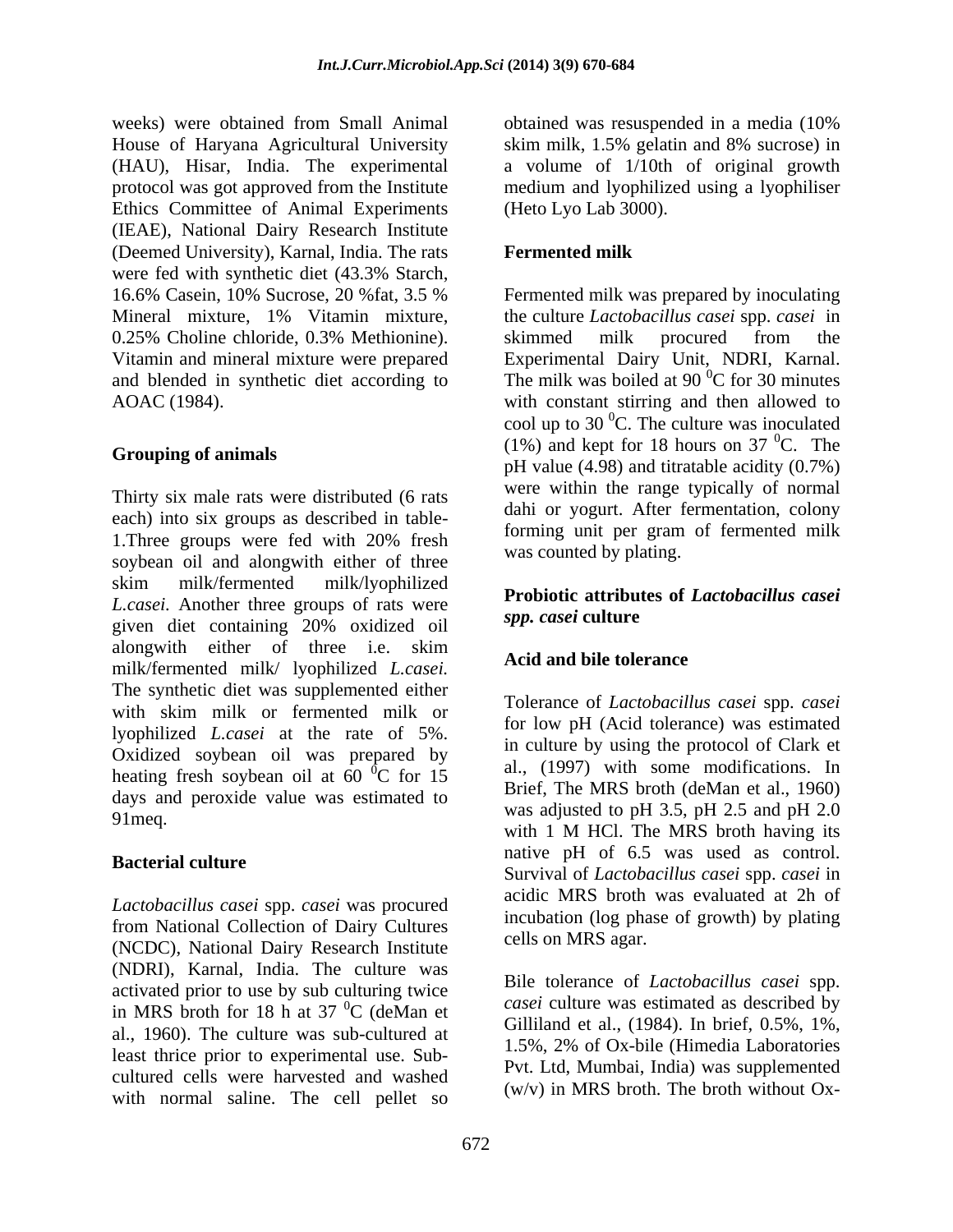weeks) were obtained from Small Animal House of Haryana Agricultural University (HAU), Hisar, India. The experimental protocol was got approved from the Institute Ethics Committee of Animal Experiments (IEAE), National Dairy Research Institute (Deemed University), Karnal, India. The rats were fed with synthetic diet (43.3% Starch, 16.6% Casein, 10% Sucrose, 20 %fat, 3.5 % Mineral mixture, 1% Vitamin mixture, 0.25% Choline chloride, 0.3% Methionine). Vitamin and mineral mixture were prepared and blended in synthetic diet according to AOAC (1984).

### Grouping of animals

Thirty six male rats were distributed (6 rats each) into six groups as described in table-1.Three groups were fed with 20% fresh soybean oil and alongwith either of three skim milk/fermented milk/lyophilized *L.casei*. Another three groups of rats were given diet containing 20% oxidized oil alongwith either of three i.e. skim milk/fermented milk/ lyophilized *L.casei.* The synthetic diet was supplemented either with skim milk or fermented milk or lyophilized *L.casei* at the rate of 5%. Oxidized soybean oil was prepared by heating fresh soybean oil at 60 $^0$C for 15 days and peroxide value was estimated to 91meq.

### Bacterial culture

*Lactobacillus casei* spp. *casei* was procured from National Collection of Dairy Cultures (NCDC), National Dairy Research Institute (NDRI), Karnal, India. The culture was activated prior to use by sub culturing twice in MRS broth for 18 h at 37 $^0$C (deMan et al., 1960). The culture was sub-cultured at least thrice prior to experimental use. Sub-cultured cells were harvested and washed with normal saline. The cell pellet so obtained was resuspended in a media (10% skim milk, 1.5% gelatin and 8% sucrose) in a volume of 1/10th of original growth medium and lyophilized using a lyophiliser (Heto Lyo Lab 3000).

### Fermented milk

Fermented milk was prepared by inoculating the culture *Lactobacillus casei* spp. *casei* in skimmed milk procured from the Experimental Dairy Unit, NDRI, Karnal. The milk was boiled at 90 $^0$C for 30 minutes with constant stirring and then allowed to cool up to 30 $^0$C. The culture was inoculated (1%) and kept for 18 hours on 37 $^0$C. The pH value (4.98) and titratable acidity (0.7%) were within the range typically of normal dahi or yogurt. After fermentation, colony forming unit per gram of fermented milk was counted by plating.

### Probiotic attributes of *Lactobacillus casei spp. casei* culture

### Acid and bile tolerance

Tolerance of *Lactobacillus casei* spp. *casei* for low pH (Acid tolerance) was estimated in culture by using the protocol of Clark et al., (1997) with some modifications. In Brief, The MRS broth (deMan et al., 1960) was adjusted to pH 3.5, pH 2.5 and pH 2.0 with 1 M HCl. The MRS broth having its native pH of 6.5 was used as control. Survival of *Lactobacillus casei* spp. *casei* in acidic MRS broth was evaluated at 2h of incubation (log phase of growth) by plating cells on MRS agar.

Bile tolerance of *Lactobacillus casei* spp. *casei* culture was estimated as described by Gilliland et al., (1984). In brief, 0.5%, 1%, 1.5%, 2% of Ox-bile (Himedia Laboratories Pvt. Ltd, Mumbai, India) was supplemented (w/v) in MRS broth. The broth without Ox-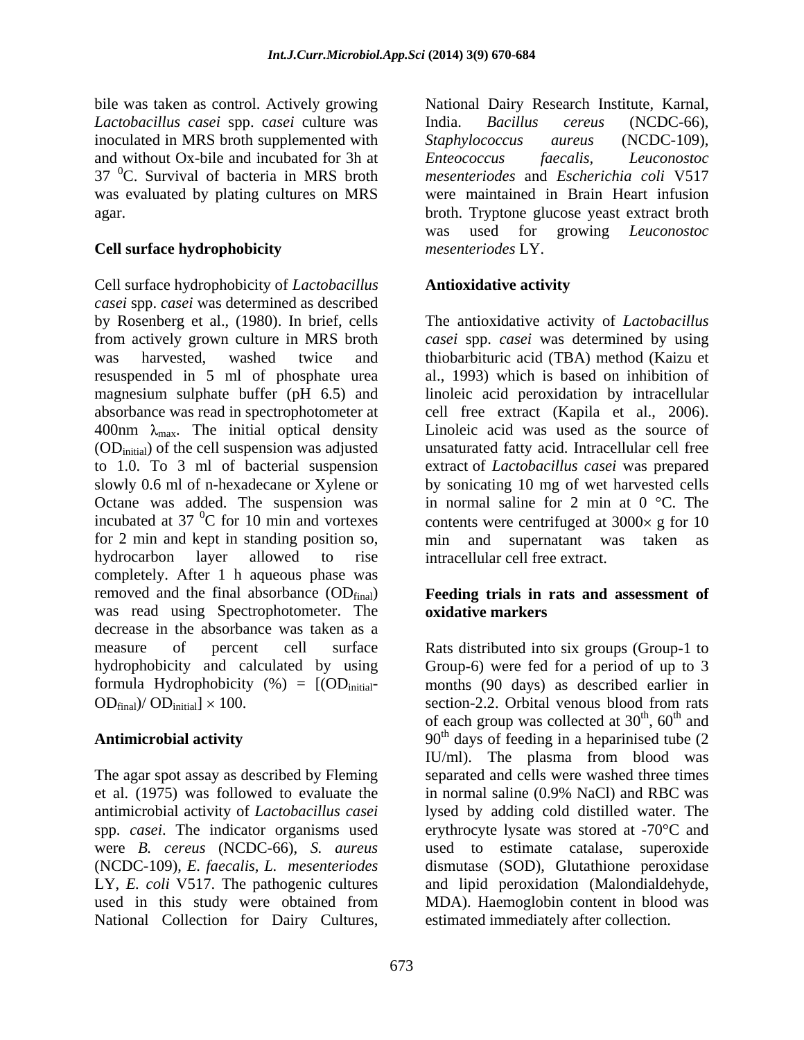bile was taken as control. Actively growing *Lactobacillus casei* spp. c*asei* culture was inoculated in MRS broth supplemented with and without Ox-bile and incubated for 3h at 37 $^0$C. Survival of bacteria in MRS broth was evaluated by plating cultures on MRS agar.

**Cell surface hydrophobicity**

Cell surface hydrophobicity of *Lactobacillus casei* spp. *casei* was determined as described by Rosenberg et al., (1980). In brief, cells from actively grown culture in MRS broth was harvested, washed twice and resuspended in 5 ml of phosphate urea magnesium sulphate buffer (pH 6.5) and absorbance was read in spectrophotometer at 400nm $\lambda_{max}$. The initial optical density ($OD_{initial}$) of the cell suspension was adjusted to 1.0. To 3 ml of bacterial suspension slowly 0.6 ml of n-hexadecane or Xylene or Octane was added. The suspension was incubated at 37 $^0$C for 10 min and vortexes for 2 min and kept in standing position so, hydrocarbon layer allowed to rise completely. After 1 h aqueous phase was removed and the final absorbance ($OD_{final}$) was read using Spectrophotometer. The decrease in the absorbance was taken as a measure of percent cell surface hydrophobicity and calculated by using formula Hydrophobicity (%) = $[(OD_{initial}$-$OD_{final})/ OD_{initial}] \times 100$.

**Antimicrobial activity**

The agar spot assay as described by Fleming et al. (1975) was followed to evaluate the antimicrobial activity of *Lactobacillus casei* spp. *casei*. The indicator organisms used were *B. cereus* (NCDC-66), *S. aureus* (NCDC-109), *E. faecalis*, *L. mesenteriodes* LY, *E. coli* V517. The pathogenic cultures used in this study were obtained from National Collection for Dairy Cultures, National Dairy Research Institute, Karnal, India. *Bacillus cereus* (NCDC-66), *Staphylococcus aureus* (NCDC-109), *Enteococcus faecalis, Leuconostoc mesenteriodes* and *Escherichia coli* V517 were maintained in Brain Heart infusion broth. Tryptone glucose yeast extract broth was used for growing *Leuconostoc mesenteriodes* LY.

**Antioxidative activity**

The antioxidative activity of *Lactobacillus casei* spp. *casei* was determined by using thiobarbituric acid (TBA) method (Kaizu et al., 1993) which is based on inhibition of linoleic acid peroxidation by intracellular cell free extract (Kapila et al., 2006). Linoleic acid was used as the source of unsaturated fatty acid. Intracellular cell free extract of *Lactobacillus casei* was prepared by sonicating 10 mg of wet harvested cells in normal saline for 2 min at 0 °C. The contents were centrifuged at 3000$\times$ g for 10 min and supernatant was taken as intracellular cell free extract.

**Feeding trials in rats and assessment of oxidative markers**

Rats distributed into six groups (Group-1 to Group-6) were fed for a period of up to 3 months (90 days) as described earlier in section-2.2. Orbital venous blood from rats of each group was collected at 30$^{th}$, 60$^{th}$ and 90$^{th}$ days of feeding in a heparinised tube (2 IU/ml). The plasma from blood was separated and cells were washed three times in normal saline (0.9% NaCl) and RBC was lysed by adding cold distilled water. The erythrocyte lysate was stored at -70°C and used to estimate catalase, superoxide dismutase (SOD), Glutathione peroxidase and lipid peroxidation (Malondialdehyde, MDA). Haemoglobin content in blood was estimated immediately after collection.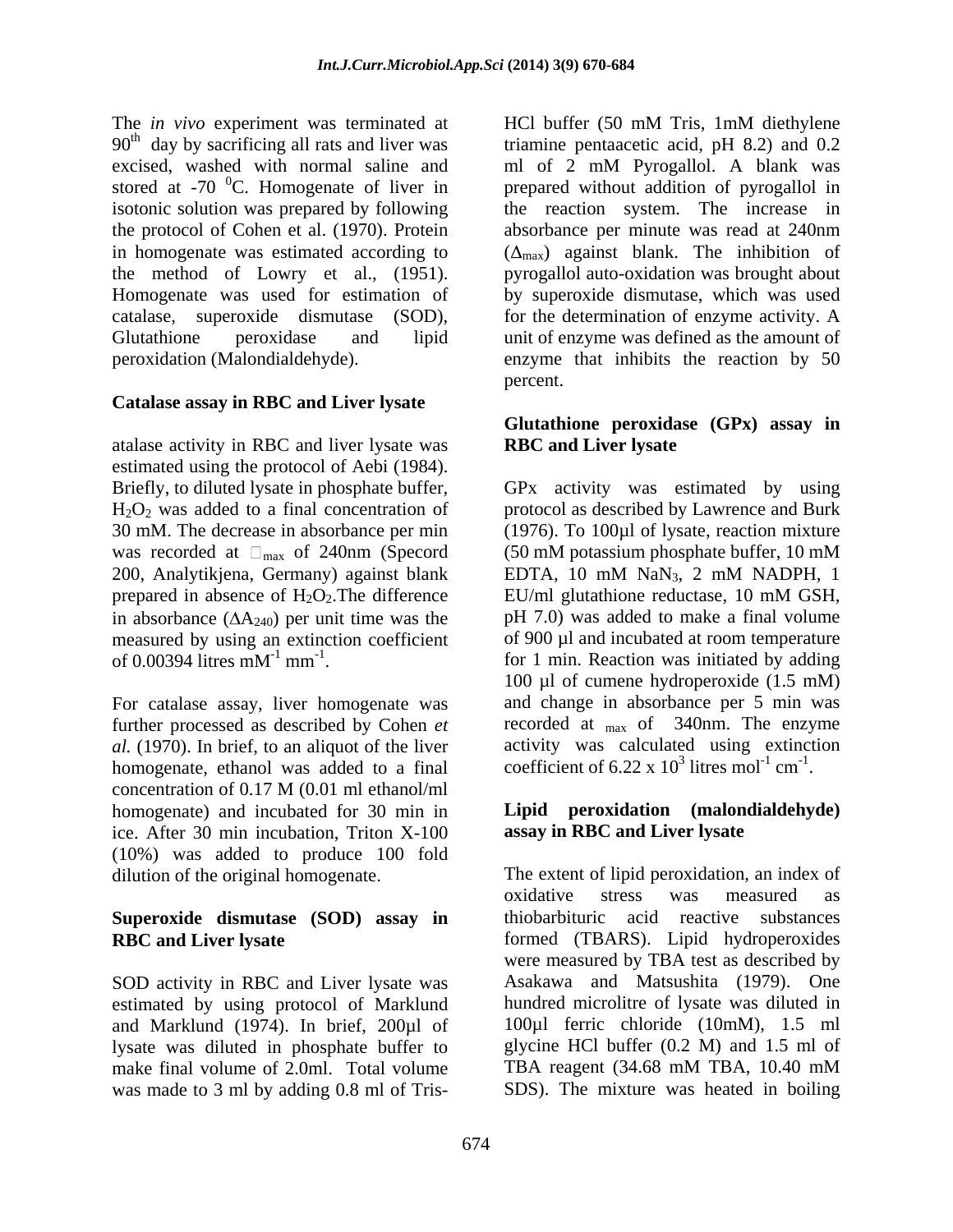The *in vivo* experiment was terminated at $90^{th}$ day by sacrificing all rats and liver was excised, washed with normal saline and stored at -70 $^{0}$C. Homogenate of liver in isotonic solution was prepared by following the protocol of Cohen et al. (1970). Protein in homogenate was estimated according to the method of Lowry et al., (1951). Homogenate was used for estimation of catalase, superoxide dismutase (SOD), Glutathione peroxidase and lipid peroxidation (Malondialdehyde).

### Catalase assay in RBC and Liver lysate

atalase activity in RBC and liver lysate was estimated using the protocol of Aebi (1984). Briefly, to diluted lysate in phosphate buffer, $H_2O_2$ was added to a final concentration of 30 mM. The decrease in absorbance per min was recorded at $\lambda_{max}$ of 240nm (Specord 200, Analytikjena, Germany) against blank prepared in absence of $H_2O_2$.The difference in absorbance ($\Delta A_{240}$) per unit time was the measured by using an extinction coefficient of 0.00394 litres $mM^{-1}$ $mm^{-1}$.

For catalase assay, liver homogenate was further processed as described by Cohen *et al.* (1970). In brief, to an aliquot of the liver homogenate, ethanol was added to a final concentration of 0.17 M (0.01 ml ethanol/ml homogenate) and incubated for 30 min in ice. After 30 min incubation, Triton X-100 (10%) was added to produce 100 fold dilution of the original homogenate.

### Superoxide dismutase (SOD) assay in RBC and Liver lysate

SOD activity in RBC and Liver lysate was estimated by using protocol of Marklund and Marklund (1974). In brief, 200µl of lysate was diluted in phosphate buffer to make final volume of 2.0ml. Total volume was made to 3 ml by adding 0.8 ml of Tris-HCl buffer (50 mM Tris, 1mM diethylene triamine pentaacetic acid, pH 8.2) and 0.2 ml of 2 mM Pyrogallol. A blank was prepared without addition of pyrogallol in the reaction system. The increase in absorbance per minute was read at 240nm ($\Delta_{max}$) against blank. The inhibition of pyrogallol auto-oxidation was brought about by superoxide dismutase, which was used for the determination of enzyme activity. A unit of enzyme was defined as the amount of enzyme that inhibits the reaction by 50 percent.

### Glutathione peroxidase (GPx) assay in RBC and Liver lysate

GPx activity was estimated by using protocol as described by Lawrence and Burk (1976). To 100µl of lysate, reaction mixture (50 mM potassium phosphate buffer, 10 mM EDTA, 10 mM $NaN_3$, 2 mM NADPH, 1 EU/ml glutathione reductase, 10 mM GSH, pH 7.0) was added to make a final volume of 900 µl and incubated at room temperature for 1 min. Reaction was initiated by adding 100 µl of cumene hydroperoxide (1.5 mM) and change in absorbance per 5 min was recorded at $_{max}$ of 340nm. The enzyme activity was calculated using extinction coefficient of 6.22 x $10^{3}$ litres $mol^{-1}$ $cm^{-1}$.

### Lipid peroxidation (malondialdehyde) assay in RBC and Liver lysate

The extent of lipid peroxidation, an index of oxidative stress was measured as thiobarbituric acid reactive substances formed (TBARS). Lipid hydroperoxides were measured by TBA test as described by Asakawa and Matsushita (1979). One hundred microlitre of lysate was diluted in 100µl ferric chloride (10mM), 1.5 ml glycine HCl buffer (0.2 M) and 1.5 ml of TBA reagent (34.68 mM TBA, 10.40 mM SDS). The mixture was heated in boiling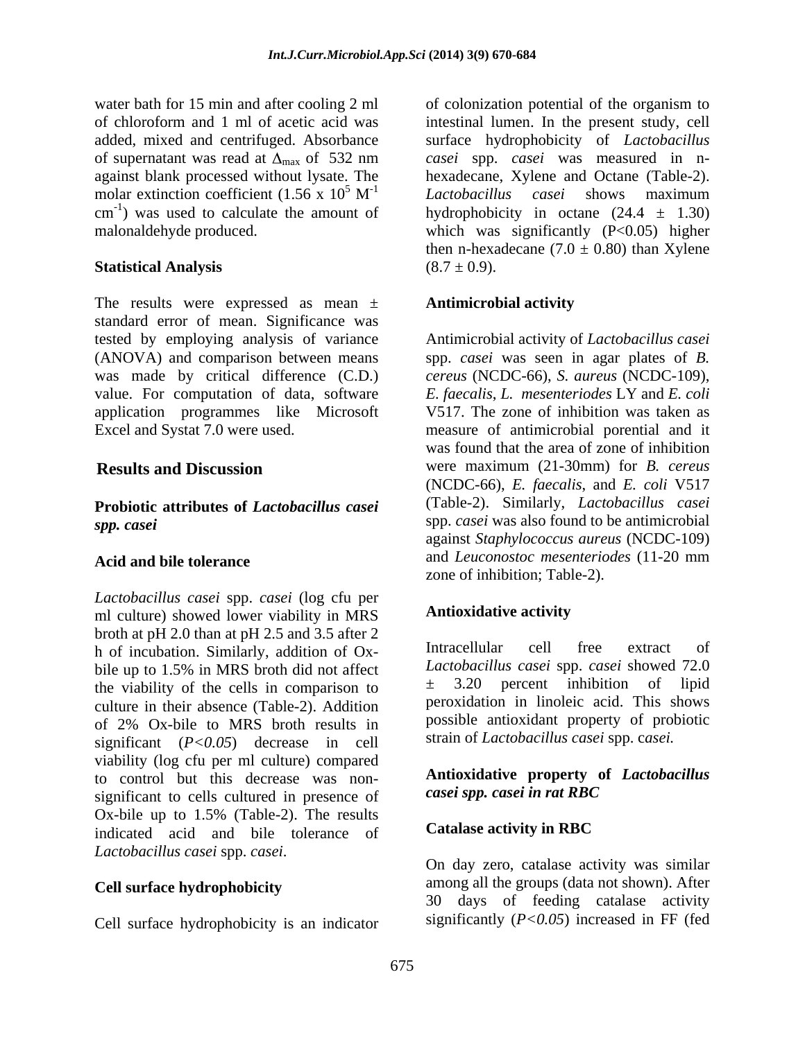water bath for 15 min and after cooling 2 ml of chloroform and 1 ml of acetic acid was added, mixed and centrifuged. Absorbance of supernatant was read at $\Delta_{max}$ of 532 nm against blank processed without lysate. The molar extinction coefficient ($1.56 \times 10^5$ $M^{-1}$ $cm^{-1}$) was used to calculate the amount of malonaldehyde produced.

**Statistical Analysis**

The results were expressed as mean ± standard error of mean. Significance was tested by employing analysis of variance (ANOVA) and comparison between means was made by critical difference (C.D.) value. For computation of data, software application programmes like Microsoft Excel and Systat 7.0 were used.

## Results and Discussion

### Probiotic attributes of *Lactobacillus casei spp. casei*

**Acid and bile tolerance**

*Lactobacillus casei* spp. *casei* (log cfu per ml culture) showed lower viability in MRS broth at pH 2.0 than at pH 2.5 and 3.5 after 2 h of incubation. Similarly, addition of Ox-bile up to 1.5% in MRS broth did not affect the viability of the cells in comparison to culture in their absence (Table-2). Addition of 2% Ox-bile to MRS broth results in significant (*P<0.05*) decrease in cell viability (log cfu per ml culture) compared to control but this decrease was non-significant to cells cultured in presence of Ox-bile up to 1.5% (Table-2). The results indicated acid and bile tolerance of *Lactobacillus casei* spp. *casei*.

**Cell surface hydrophobicity**

Cell surface hydrophobicity is an indicator of colonization potential of the organism to intestinal lumen. In the present study, cell surface hydrophobicity of *Lactobacillus casei* spp. *casei* was measured in n-hexadecane, Xylene and Octane (Table-2). *Lactobacillus casei* shows maximum hydrophobicity in octane (24.4 ± 1.30) which was significantly (P<0.05) higher then n-hexadecane (7.0 ± 0.80) than Xylene (8.7 ± 0.9).

**Antimicrobial activity**

Antimicrobial activity of *Lactobacillus casei* spp. *casei* was seen in agar plates of *B. cereus* (NCDC-66), *S. aureus* (NCDC-109), *E. faecalis*, *L. mesenteriodes* LY and *E. coli* V517. The zone of inhibition was taken as measure of antimicrobial porential and it was found that the area of zone of inhibition were maximum (21-30mm) for *B. cereus* (NCDC-66), *E. faecalis*, and *E. coli* V517 (Table-2). Similarly, *Lactobacillus casei* spp. *casei* was also found to be antimicrobial against *Staphylococcus aureus* (NCDC-109) and *Leuconostoc mesenteriodes* (11-20 mm zone of inhibition; Table-2).

**Antioxidative activity**

Intracellular cell free extract of *Lactobacillus casei* spp. *casei* showed 72.0 ± 3.20 percent inhibition of lipid peroxidation in linoleic acid. This shows possible antioxidant property of probiotic strain of *Lactobacillus casei* spp. c*asei.*

### Antioxidative property of *Lactobacillus casei spp. casei in rat RBC*

**Catalase activity in RBC**

On day zero, catalase activity was similar among all the groups (data not shown). After 30 days of feeding catalase activity significantly (*P<0.05*) increased in FF (fed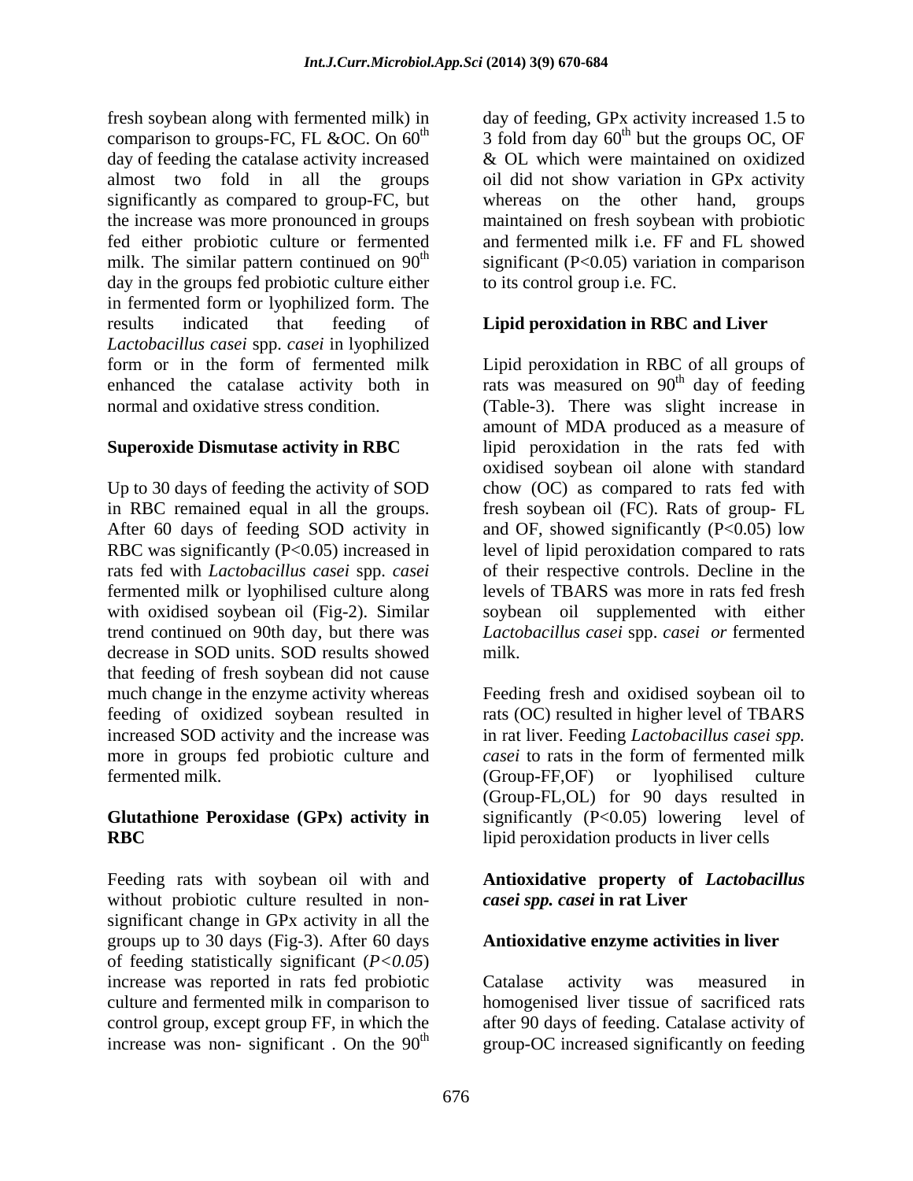fresh soybean along with fermented milk) in comparison to groups-FC, FL &OC. On 60$^{th}$ day of feeding the catalase activity increased almost two fold in all the groups significantly as compared to group-FC, but the increase was more pronounced in groups fed either probiotic culture or fermented milk. The similar pattern continued on 90$^{th}$ day in the groups fed probiotic culture either in fermented form or lyophilized form. The results indicated that feeding of *Lactobacillus casei* spp. *casei* in lyophilized form or in the form of fermented milk enhanced the catalase activity both in normal and oxidative stress condition.

**Superoxide Dismutase activity in RBC**

Up to 30 days of feeding the activity of SOD in RBC remained equal in all the groups. After 60 days of feeding SOD activity in RBC was significantly (P<0.05) increased in rats fed with *Lactobacillus casei* spp. *casei* fermented milk or lyophilised culture along with oxidised soybean oil (Fig-2). Similar trend continued on 90th day, but there was decrease in SOD units. SOD results showed that feeding of fresh soybean did not cause much change in the enzyme activity whereas feeding of oxidized soybean resulted in increased SOD activity and the increase was more in groups fed probiotic culture and fermented milk.

**Glutathione Peroxidase (GPx) activity in RBC**

Feeding rats with soybean oil with and without probiotic culture resulted in non-significant change in GPx activity in all the groups up to 30 days (Fig-3). After 60 days of feeding statistically significant (*P<0.05*) increase was reported in rats fed probiotic culture and fermented milk in comparison to control group, except group FF, in which the increase was non- significant . On the 90$^{th}$ day of feeding, GPx activity increased 1.5 to 3 fold from day 60$^{th}$ but the groups OC, OF & OL which were maintained on oxidized oil did not show variation in GPx activity whereas on the other hand, groups maintained on fresh soybean with probiotic and fermented milk i.e. FF and FL showed significant (P<0.05) variation in comparison to its control group i.e. FC.

**Lipid peroxidation in RBC and Liver**

Lipid peroxidation in RBC of all groups of rats was measured on 90$^{th}$ day of feeding (Table-3). There was slight increase in amount of MDA produced as a measure of lipid peroxidation in the rats fed with oxidised soybean oil alone with standard chow (OC) as compared to rats fed with fresh soybean oil (FC). Rats of group- FL and OF, showed significantly (P<0.05) low level of lipid peroxidation compared to rats of their respective controls. Decline in the levels of TBARS was more in rats fed fresh soybean oil supplemented with either *Lactobacillus casei* spp. *casei or* fermented milk.

Feeding fresh and oxidised soybean oil to rats (OC) resulted in higher level of TBARS in rat liver. Feeding *Lactobacillus casei spp. casei* to rats in the form of fermented milk (Group-FF,OF) or lyophilised culture (Group-FL,OL) for 90 days resulted in significantly (P<0.05) lowering level of lipid peroxidation products in liver cells

**Antioxidative property of *Lactobacillus casei spp. casei* in rat Liver**

**Antioxidative enzyme activities in liver**

Catalase activity was measured in homogenised liver tissue of sacrificed rats after 90 days of feeding. Catalase activity of group-OC increased significantly on feeding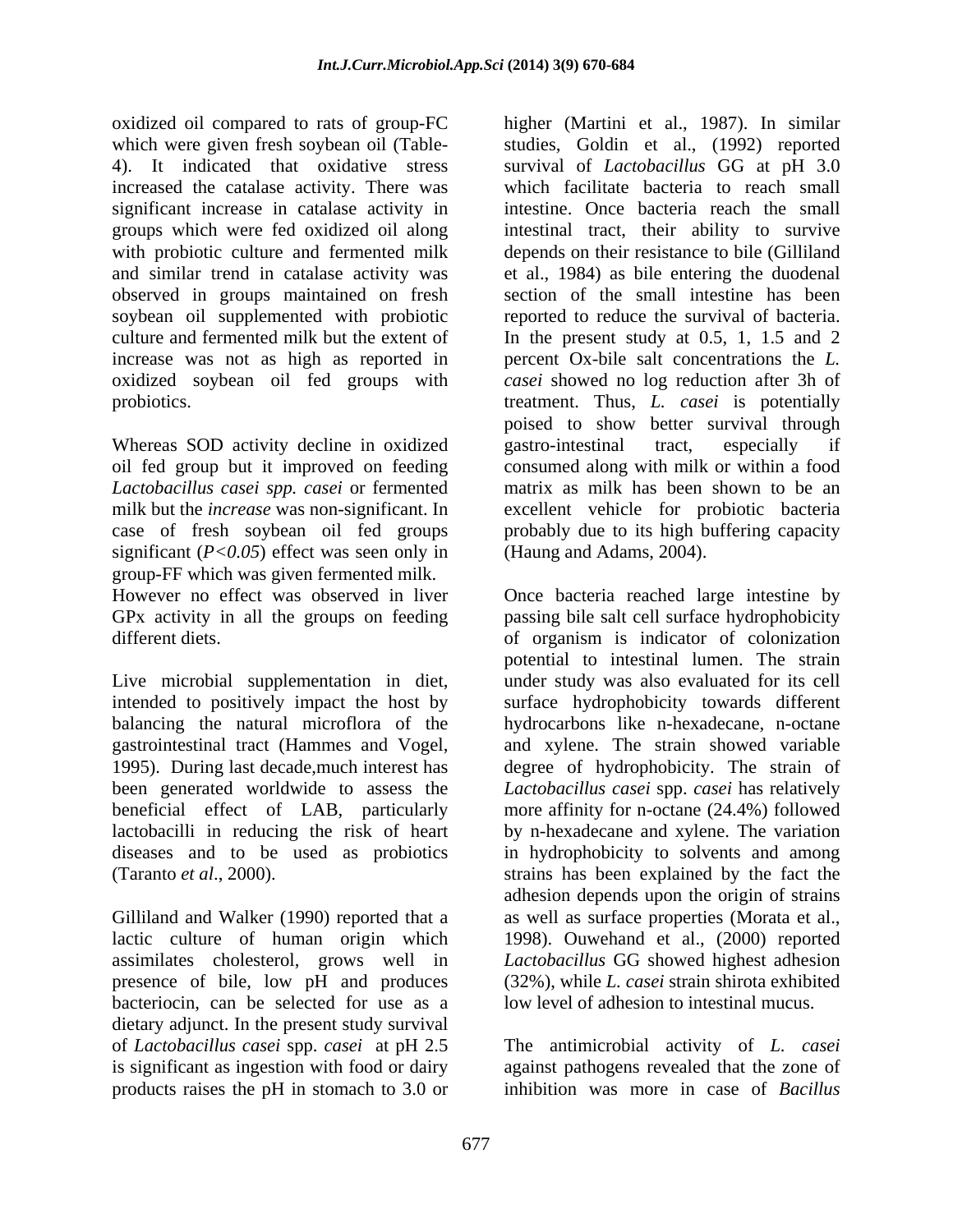oxidized oil compared to rats of group-FC which were given fresh soybean oil (Table-4). It indicated that oxidative stress increased the catalase activity. There was significant increase in catalase activity in groups which were fed oxidized oil along with probiotic culture and fermented milk and similar trend in catalase activity was observed in groups maintained on fresh soybean oil supplemented with probiotic culture and fermented milk but the extent of increase was not as high as reported in oxidized soybean oil fed groups with probiotics.

Whereas SOD activity decline in oxidized oil fed group but it improved on feeding *Lactobacillus casei spp. casei* or fermented milk but the *increase* was non-significant. In case of fresh soybean oil fed groups significant ($P<0.05$) effect was seen only in group-FF which was given fermented milk. However no effect was observed in liver GPx activity in all the groups on feeding different diets.

Live microbial supplementation in diet, intended to positively impact the host by balancing the natural microflora of the gastrointestinal tract (Hammes and Vogel, 1995). During last decade,much interest has been generated worldwide to assess the beneficial effect of LAB, particularly lactobacilli in reducing the risk of heart diseases and to be used as probiotics (Taranto *et al*., 2000).

Gilliland and Walker (1990) reported that a lactic culture of human origin which assimilates cholesterol, grows well in presence of bile, low pH and produces bacteriocin, can be selected for use as a dietary adjunct. In the present study survival of *Lactobacillus casei* spp. *casei* at pH 2.5 is significant as ingestion with food or dairy products raises the pH in stomach to 3.0 or higher (Martini et al., 1987). In similar studies, Goldin et al., (1992) reported survival of *Lactobacillus* GG at pH 3.0 which facilitate bacteria to reach small intestine. Once bacteria reach the small intestinal tract, their ability to survive depends on their resistance to bile (Gilliland et al., 1984) as bile entering the duodenal section of the small intestine has been reported to reduce the survival of bacteria. In the present study at 0.5, 1, 1.5 and 2 percent Ox-bile salt concentrations the *L. casei* showed no log reduction after 3h of treatment. Thus, *L. casei* is potentially poised to show better survival through gastro-intestinal tract, especially if consumed along with milk or within a food matrix as milk has been shown to be an excellent vehicle for probiotic bacteria probably due to its high buffering capacity (Haung and Adams, 2004).

Once bacteria reached large intestine by passing bile salt cell surface hydrophobicity of organism is indicator of colonization potential to intestinal lumen. The strain under study was also evaluated for its cell surface hydrophobicity towards different hydrocarbons like n-hexadecane, n-octane and xylene. The strain showed variable degree of hydrophobicity. The strain of *Lactobacillus casei* spp. *casei* has relatively more affinity for n-octane (24.4%) followed by n-hexadecane and xylene. The variation in hydrophobicity to solvents and among strains has been explained by the fact the adhesion depends upon the origin of strains as well as surface properties (Morata et al., 1998). Ouwehand et al., (2000) reported *Lactobacillus* GG showed highest adhesion (32%), while *L. casei* strain shirota exhibited low level of adhesion to intestinal mucus.

The antimicrobial activity of *L. casei* against pathogens revealed that the zone of inhibition was more in case of *Bacillus*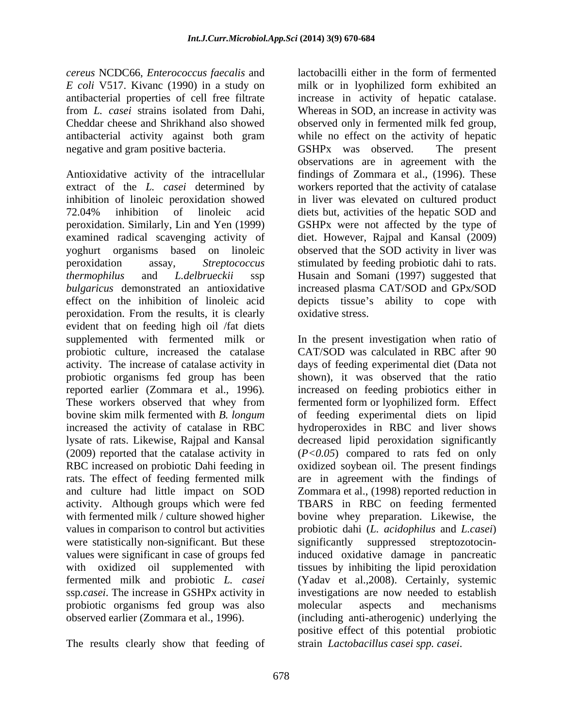*cereus* NCDC66, *Enterococcus faecalis* and *E coli* V517. Kivanc (1990) in a study on antibacterial properties of cell free filtrate from *L. casei* strains isolated from Dahi, Cheddar cheese and Shrikhand also showed antibacterial activity against both gram negative and gram positive bacteria.

Antioxidative activity of the intracellular extract of the *L. casei* determined by inhibition of linoleic peroxidation showed 72.04% inhibition of linoleic acid peroxidation. Similarly, Lin and Yen (1999) examined radical scavenging activity of yoghurt organisms based on linoleic peroxidation assay, *Streptococcus thermophilus* and *L.delbrueckii* ssp *bulgaricus* demonstrated an antioxidative effect on the inhibition of linoleic acid peroxidation. From the results, it is clearly evident that on feeding high oil /fat diets supplemented with fermented milk or probiotic culture, increased the catalase activity. The increase of catalase activity in probiotic organisms fed group has been reported earlier (Zommara et al., 1996). These workers observed that whey from bovine skim milk fermented with *B. longum* increased the activity of catalase in RBC lysate of rats. Likewise, Rajpal and Kansal (2009) reported that the catalase activity in RBC increased on probiotic Dahi feeding in rats. The effect of feeding fermented milk and culture had little impact on SOD activity. Although groups which were fed with fermented milk / culture showed higher values in comparison to control but activities were statistically non-significant. But these values were significant in case of groups fed with oxidized oil supplemented with fermented milk and probiotic *L. casei* ssp.*casei*. The increase in GSHPx activity in probiotic organisms fed group was also observed earlier (Zommara et al., 1996).

The results clearly show that feeding of lactobacilli either in the form of fermented milk or in lyophilized form exhibited an increase in activity of hepatic catalase. Whereas in SOD, an increase in activity was observed only in fermented milk fed group, while no effect on the activity of hepatic GSHPx was observed. The present observations are in agreement with the findings of Zommara et al., (1996). These workers reported that the activity of catalase in liver was elevated on cultured product diets but, activities of the hepatic SOD and GSHPx were not affected by the type of diet. However, Rajpal and Kansal (2009) observed that the SOD activity in liver was stimulated by feeding probiotic dahi to rats. Husain and Somani (1997) suggested that increased plasma CAT/SOD and GPx/SOD depicts tissue's ability to cope with oxidative stress.

In the present investigation when ratio of CAT/SOD was calculated in RBC after 90 days of feeding experimental diet (Data not shown), it was observed that the ratio increased on feeding probiotics either in fermented form or lyophilized form. Effect of feeding experimental diets on lipid hydroperoxides in RBC and liver shows decreased lipid peroxidation significantly ($P<0.05$) compared to rats fed on only oxidized soybean oil. The present findings are in agreement with the findings of Zommara et al., (1998) reported reduction in TBARS in RBC on feeding fermented bovine whey preparation. Likewise, the probiotic dahi (*L. acidophilus* and *L.casei*) significantly suppressed streptozotocin-induced oxidative damage in pancreatic tissues by inhibiting the lipid peroxidation (Yadav et al.,2008). Certainly, systemic investigations are now needed to establish molecular aspects and mechanisms (including anti-atherogenic) underlying the positive effect of this potential probiotic strain *Lactobacillus casei spp. casei*.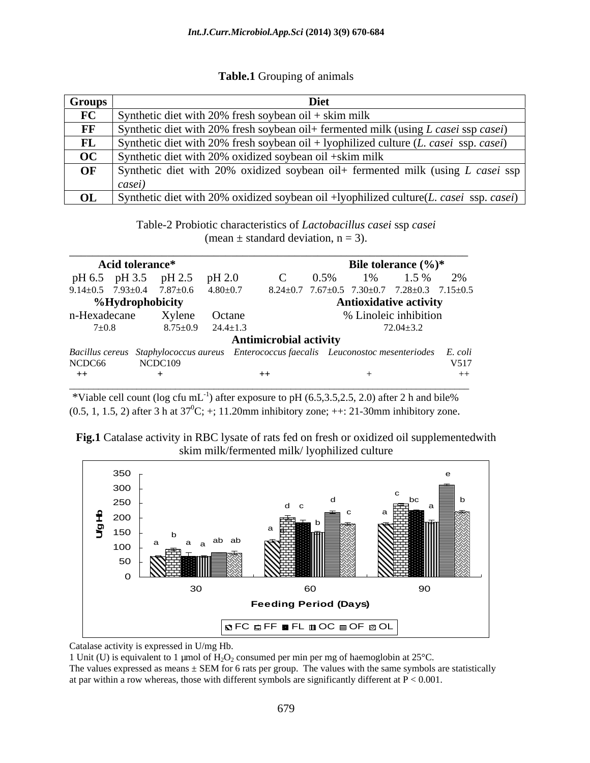**Table.1** Grouping of animals

| Groups | Diet |
|---|---|
| **FC** | Synthetic diet with 20% fresh soybean oil + skim milk |
| **FF** | Synthetic diet with 20% fresh soybean oil+ fermented milk (using *L casei* ssp *casei*) |
| **FL** | Synthetic diet with 20% fresh soybean oil + lyophilized culture (*L. casei* ssp. *casei*) |
| **OC** | Synthetic diet with 20% oxidized soybean oil +skim milk |
| **OF** | Synthetic diet with 20% oxidized soybean oil+ fermented milk (using *L casei* ssp *casei)* |
| **OL** | Synthetic diet with 20% oxidized soybean oil +lyophilized culture(*L. casei* ssp. *casei*) |

Table-2 Probiotic characteristics of *Lactobacillus casei* ssp *casei* (mean ± standard deviation, n = 3).

| **Acid tolerance*** | | | | **Bile tolerance (%)*** | | | | |
|---|---|---|---|---|---|---|---|---|
| pH 6.5 | pH 3.5 | pH 2.5 | pH 2.0 | C | 0.5% | 1% | 1.5 % | 2% |
| 9.14±0.5 | 7.93±0.4 | 7.87±0.6 | 4.80±0.7 | 8.24±0.7 | 7.67±0.5 | 7.30±0.7 | 7.28±0.3 | 7.15±0.5 |

| **%Hydrophobicity** | | | **Antioxidative activity** |
|---|---|---|---|
| n-Hexadecane | Xylene | Octane | % Linoleic inhibition |
| 7±0.8 | 8.75±0.9 | 24.4±1.3 | 72.04±3.2 |

| **Antimicrobial activity** | | | | |
|---|---|---|---|---|
| *Bacillus cereus* NCDC66 | *Staphylococcus aureus* NCDC109 | *Enterococcus faecalis* | *Leuconostoc mesenteriodes* | *E. coli* V517 |
| ++ | + | ++ | + | ++ |

*Viable cell count (log cfu $mL^{-1}$) after exposure to pH (6.5,3.5,2.5, 2.0) after 2 h and bile% (0.5, 1, 1.5, 2) after 3 h at $37^0$C; +; 11.20mm inhibitory zone; ++: 21-30mm inhibitory zone.

**Fig.1** Catalase activity in RBC lysate of rats fed on fresh or oxidized oil supplementedwith skim milk/fermented milk/ lyophilized culture

Catalase activity is expressed in U/mg Hb.

1 Unit (U) is equivalent to 1 µmol of $H_2O_2$ consumed per min per mg of haemoglobin at 25°C.

The values expressed as means ± SEM for 6 rats per group. The values with the same symbols are statistically at par within a row whereas, those with different symbols are significantly different at $P < 0.001$.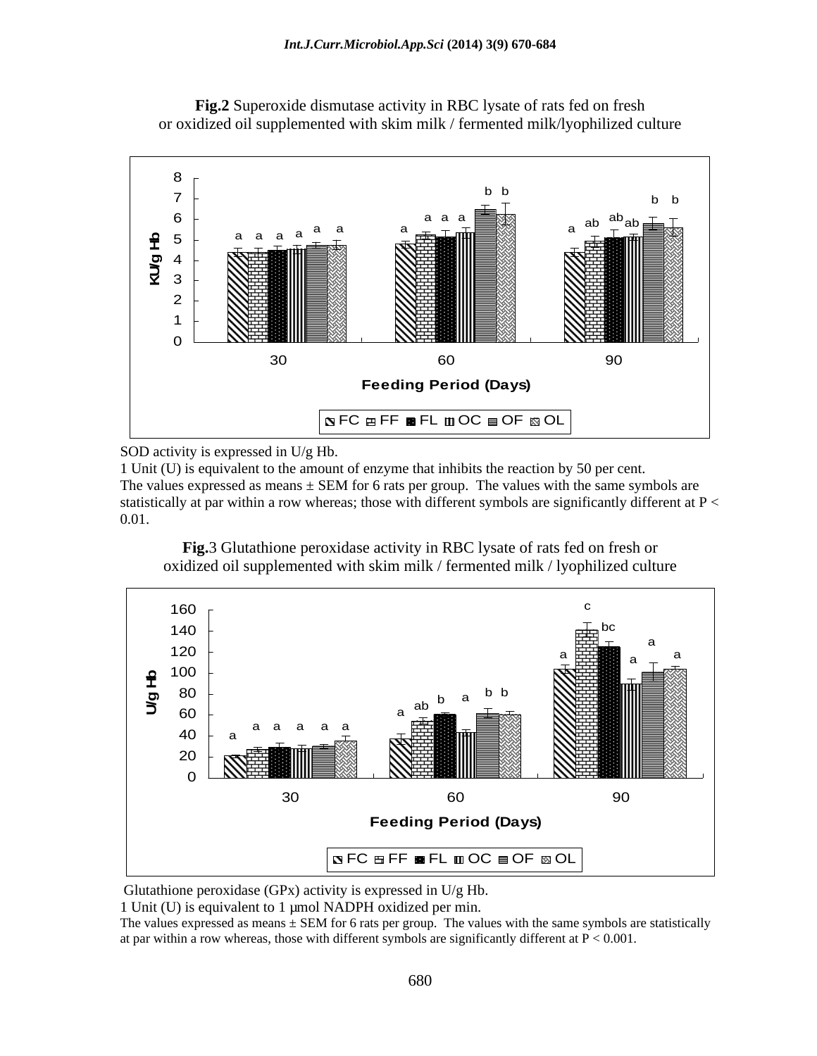**Fig.2** Superoxide dismutase activity in RBC lysate of rats fed on fresh or oxidized oil supplemented with skim milk / fermented milk/lyophilized culture

SOD activity is expressed in U/g Hb.

1 Unit (U) is equivalent to the amount of enzyme that inhibits the reaction by 50 per cent.

The values expressed as means ± SEM for 6 rats per group. The values with the same symbols are statistically at par within a row whereas; those with different symbols are significantly different at $P < 0.01$.

**Fig.**3 Glutathione peroxidase activity in RBC lysate of rats fed on fresh or oxidized oil supplemented with skim milk / fermented milk / lyophilized culture

Glutathione peroxidase (GPx) activity is expressed in U/g Hb.

1 Unit (U) is equivalent to 1 µmol NADPH oxidized per min.

The values expressed as means ± SEM for 6 rats per group. The values with the same symbols are statistically at par within a row whereas, those with different symbols are significantly different at $P < 0.001$.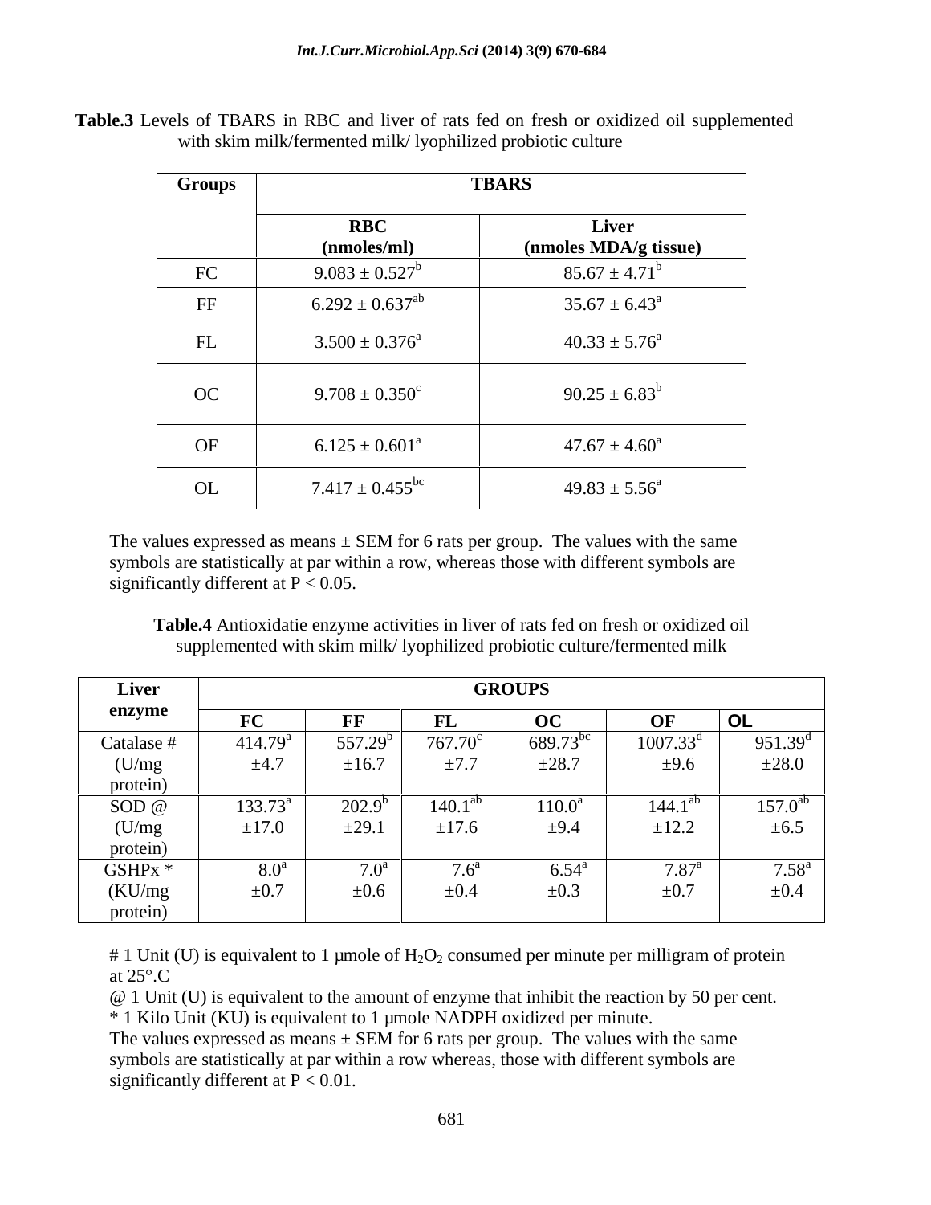**Table.3** Levels of TBARS in RBC and liver of rats fed on fresh or oxidized oil supplemented with skim milk/fermented milk/ lyophilized probiotic culture

| Groups | TBARS | |
|---|---|---|
| | RBC (nmoles/ml) | Liver (nmoles MDA/g tissue) |
| FC | $9.083 \pm 0.527^{b}$ | $85.67 \pm 4.71^{b}$ |
| FF | $6.292 \pm 0.637^{ab}$ | $35.67 \pm 6.43^{a}$ |
| FL | $3.500 \pm 0.376^{a}$ | $40.33 \pm 5.76^{a}$ |
| OC | $9.708 \pm 0.350^{c}$ | $90.25 \pm 6.83^{b}$ |
| OF | $6.125 \pm 0.601^{a}$ | $47.67 \pm 4.60^{a}$ |
| OL | $7.417 \pm 0.455^{bc}$ | $49.83 \pm 5.56^{a}$ |

The values expressed as means ± SEM for 6 rats per group. The values with the same symbols are statistically at par within a row, whereas those with different symbols are significantly different at $P < 0.05$.

**Table.4** Antioxidatie enzyme activities in liver of rats fed on fresh or oxidized oil supplemented with skim milk/ lyophilized probiotic culture/fermented milk

| Liver enzyme | GROUPS | | | | | |
|---|---|---|---|---|---|---|
| | FC | FF | FL | OC | OF | OL |
| Catalase # (U/mg protein) | $414.79^{a}$ ±4.7 | $557.29^{b}$ ±16.7 | $767.70^{c}$ ±7.7 | $689.73^{bc}$ ±28.7 | $1007.33^{d}$ ±9.6 | $951.39^{d}$ ±28.0 |
| SOD @ (U/mg protein) | $133.73^{a}$ ±17.0 | $202.9^{b}$ ±29.1 | $140.1^{ab}$ ±17.6 | $110.0^{a}$ ±9.4 | $144.1^{ab}$ ±12.2 | $157.0^{ab}$ ±6.5 |
| GSHPx * (KU/mg protein) | $8.0^{a}$ ±0.7 | $7.0^{a}$ ±0.6 | $7.6^{a}$ ±0.4 | $6.54^{a}$ ±0.3 | $7.87^{a}$ ±0.7 | $7.58^{a}$ ±0.4 |

# 1 Unit (U) is equivalent to 1 µmole of $H_2O_2$ consumed per minute per milligram of protein at 25°.C

@ 1 Unit (U) is equivalent to the amount of enzyme that inhibit the reaction by 50 per cent.

* 1 Kilo Unit (KU) is equivalent to 1 µmole NADPH oxidized per minute.

The values expressed as means ± SEM for 6 rats per group. The values with the same symbols are statistically at par within a row whereas, those with different symbols are significantly different at $P < 0.01$.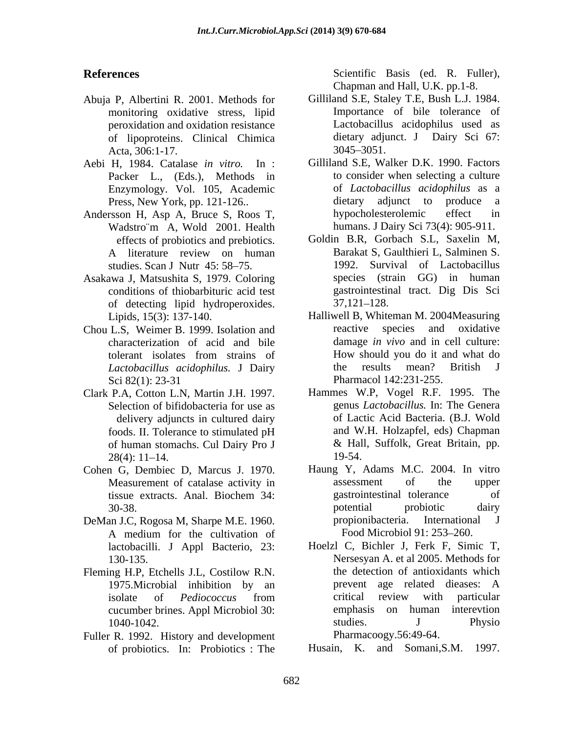## References

Abuja P, Albertini R. 2001. Methods for monitoring oxidative stress, lipid peroxidation and oxidation resistance of lipoproteins. Clinical Chimica Acta, 306:1-17.

Aebi H, 1984. Catalase *in vitro.* In : Packer L., (Eds.), Methods in Enzymology. Vol. 105, Academic Press, New York, pp. 121-126..

Andersson H, Asp A, Bruce S, Roos T, Wadstro¨m A, Wold 2001. Health effects of probiotics and prebiotics. A literature review on human studies. Scan J Nutr 45: 58–75.

Asakawa J, Matsushita S, 1979. Coloring conditions of thiobarbituric acid test of detecting lipid hydroperoxides. Lipids, 15(3): 137-140.

Chou L.S, Weimer B. 1999. Isolation and characterization of acid and bile tolerant isolates from strains of *Lactobacillus acidophilus.* J Dairy Sci 82(1): 23-31

Clark P.A, Cotton L.N, Martin J.H. 1997. Selection of bifidobacteria for use as delivery adjuncts in cultured dairy foods. II. Tolerance to stimulated pH of human stomachs. Cul Dairy Pro J 28(4): 11–14.

Cohen G, Dembiec D, Marcus J. 1970. Measurement of catalase activity in tissue extracts. Anal. Biochem 34: 30-38.

DeMan J.C, Rogosa M, Sharpe M.E. 1960. A medium for the cultivation of lactobacilli. J Appl Bacterio, 23: 130-135.

Fleming H.P, Etchells J.L, Costilow R.N. 1975.Microbial inhibition by an isolate of *Pediococcus* from cucumber brines. Appl Microbiol 30: 1040-1042.

Fuller R. 1992. History and development of probiotics. In: Probiotics : The Scientific Basis (ed. R. Fuller), Chapman and Hall, U.K. pp.1-8.

Gilliland S.E, Staley T.E, Bush L.J. 1984. Importance of bile tolerance of Lactobacillus acidophilus used as dietary adjunct. J Dairy Sci 67: 3045–3051.

Gilliland S.E, Walker D.K. 1990. Factors to consider when selecting a culture of *Lactobacillus acidophilus* as a dietary adjunct to produce a hypocholesterolemic effect in humans. J Dairy Sci 73(4): 905-911.

Goldin B.R, Gorbach S.L, Saxelin M, Barakat S, Gaulthieri L, Salminen S. 1992. Survival of Lactobacillus species (strain GG) in human gastrointestinal tract. Dig Dis Sci 37,121–128.

Halliwell B, Whiteman M. 2004Measuring reactive species and oxidative damage *in vivo* and in cell culture: How should you do it and what do the results mean? British J Pharmacol 142:231-255.

Hammes W.P, Vogel R.F. 1995. The genus *Lactobacillus.* In: The Genera of Lactic Acid Bacteria. (B.J. Wold and W.H. Holzapfel, eds) Chapman & Hall, Suffolk, Great Britain, pp. 19-54.

Haung Y, Adams M.C. 2004. In vitro assessment of the upper gastrointestinal tolerance of potential probiotic dairy propionibacteria. International J Food Microbiol 91: 253–260.

Hoelzl C, Bichler J, Ferk F, Simic T, Nersesyan A. et al 2005. Methods for the detection of antioxidants which prevent age related dieases: A critical review with particular emphasis on human interevtion studies. J Physio Pharmacoogy.56:49-64.

Husain, K. and Somani,S.M. 1997.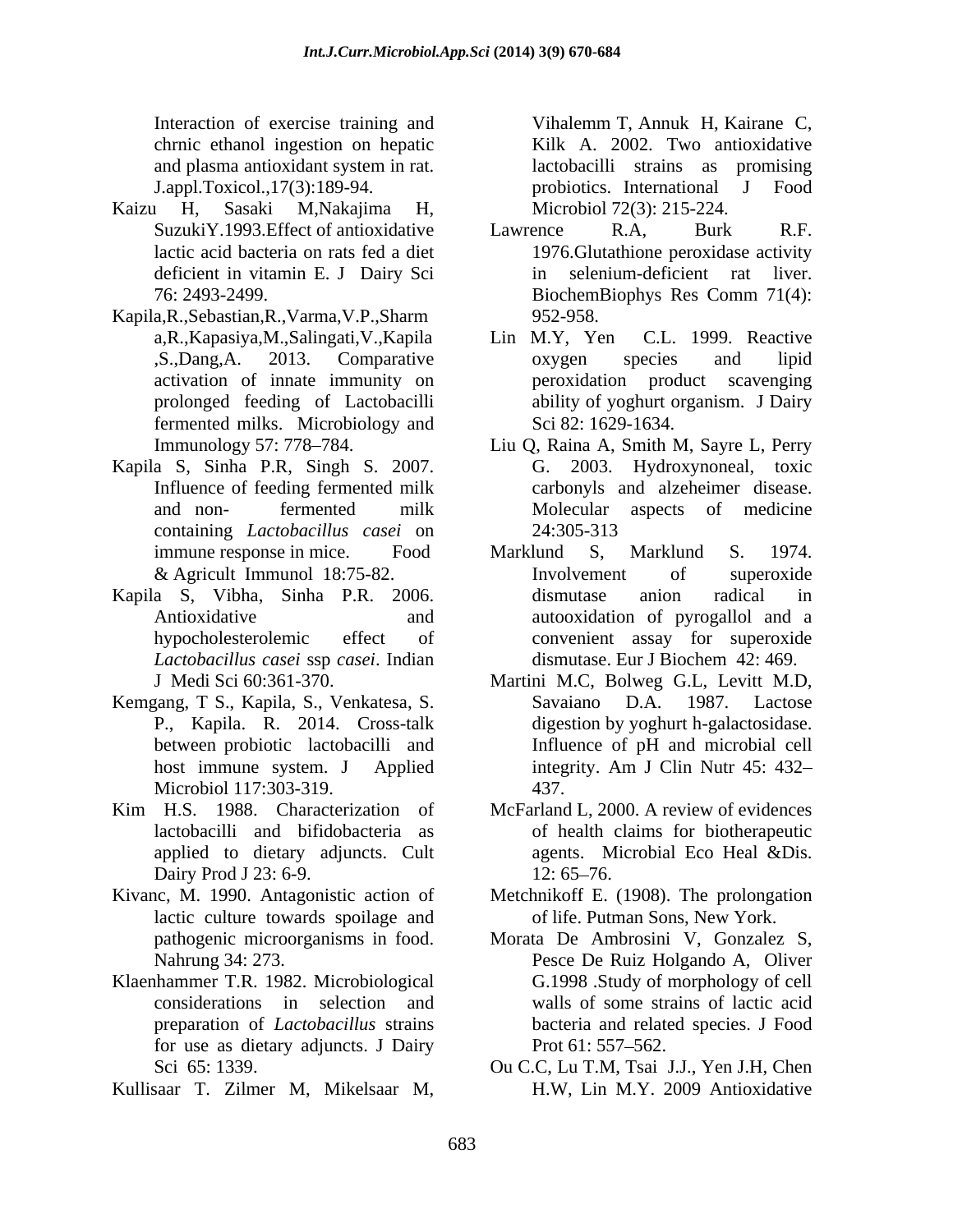Interaction of exercise training and chrnic ethanol ingestion on hepatic and plasma antioxidant system in rat. J.appl.Toxicol.,17(3):189-94.

Kaizu H, Sasaki M,Nakajima H, SuzukiY.1993.Effect of antioxidative lactic acid bacteria on rats fed a diet deficient in vitamin E. J Dairy Sci 76: 2493-2499.

Kapila,R.,Sebastian,R.,Varma,V.P.,Sharma,R.,Kapasiya,M.,Salingati,V.,Kapila,S.,Dang,A. 2013. Comparative activation of innate immunity on prolonged feeding of Lactobacilli fermented milks. Microbiology and Immunology 57: 778–784.

Kapila S, Sinha P.R, Singh S. 2007. Influence of feeding fermented milk and non- fermented milk containing *Lactobacillus casei* on immune response in mice. Food & Agricult Immunol 18:75-82.

Kapila S, Vibha, Sinha P.R. 2006. Antioxidative and hypocholesterolemic effect of *Lactobacillus casei* ssp *casei*. Indian J Medi Sci 60:361-370.

Kemgang, T S., Kapila, S., Venkatesa, S. P., Kapila. R. 2014. Cross-talk between probiotic lactobacilli and host immune system. J Applied Microbiol 117:303-319.

Kim H.S. 1988. Characterization of lactobacilli and bifidobacteria as applied to dietary adjuncts. Cult Dairy Prod J 23: 6-9.

Kivanc, M. 1990. Antagonistic action of lactic culture towards spoilage and pathogenic microorganisms in food. Nahrung 34: 273.

Klaenhammer T.R. 1982. Microbiological considerations in selection and preparation of *Lactobacillus* strains for use as dietary adjuncts. J Dairy Sci 65: 1339.

Kullisaar T. Zilmer M, Mikelsaar M, Vihalemm T, Annuk H, Kairane C, Kilk A. 2002. Two antioxidative lactobacilli strains as promising probiotics. International J Food Microbiol 72(3): 215-224.

Lawrence R.A, Burk R.F. 1976.Glutathione peroxidase activity in selenium-deficient rat liver. BiochemBiophys Res Comm 71(4): 952-958.

Lin M.Y, Yen C.L. 1999. Reactive oxygen species and lipid peroxidation product scavenging ability of yoghurt organism. J Dairy Sci 82: 1629-1634.

Liu Q, Raina A, Smith M, Sayre L, Perry G. 2003. Hydroxynoneal, toxic carbonyls and alzeheimer disease. Molecular aspects of medicine 24:305-313

Marklund S, Marklund S. 1974. Involvement of superoxide dismutase anion radical in autooxidation of pyrogallol and a convenient assay for superoxide dismutase. Eur J Biochem 42: 469.

Martini M.C, Bolweg G.L, Levitt M.D, Savaiano D.A. 1987. Lactose digestion by yoghurt h-galactosidase. Influence of pH and microbial cell integrity. Am J Clin Nutr 45: 432–437.

McFarland L, 2000. A review of evidences of health claims for biotherapeutic agents. Microbial Eco Heal &Dis. 12: 65–76.

Metchnikoff E. (1908). The prolongation of life. Putman Sons, New York.

Morata De Ambrosini V, Gonzalez S, Pesce De Ruiz Holgando A, Oliver G.1998 .Study of morphology of cell walls of some strains of lactic acid bacteria and related species. J Food Prot 61: 557–562.

Ou C.C, Lu T.M, Tsai J.J., Yen J.H, Chen H.W, Lin M.Y. 2009 Antioxidative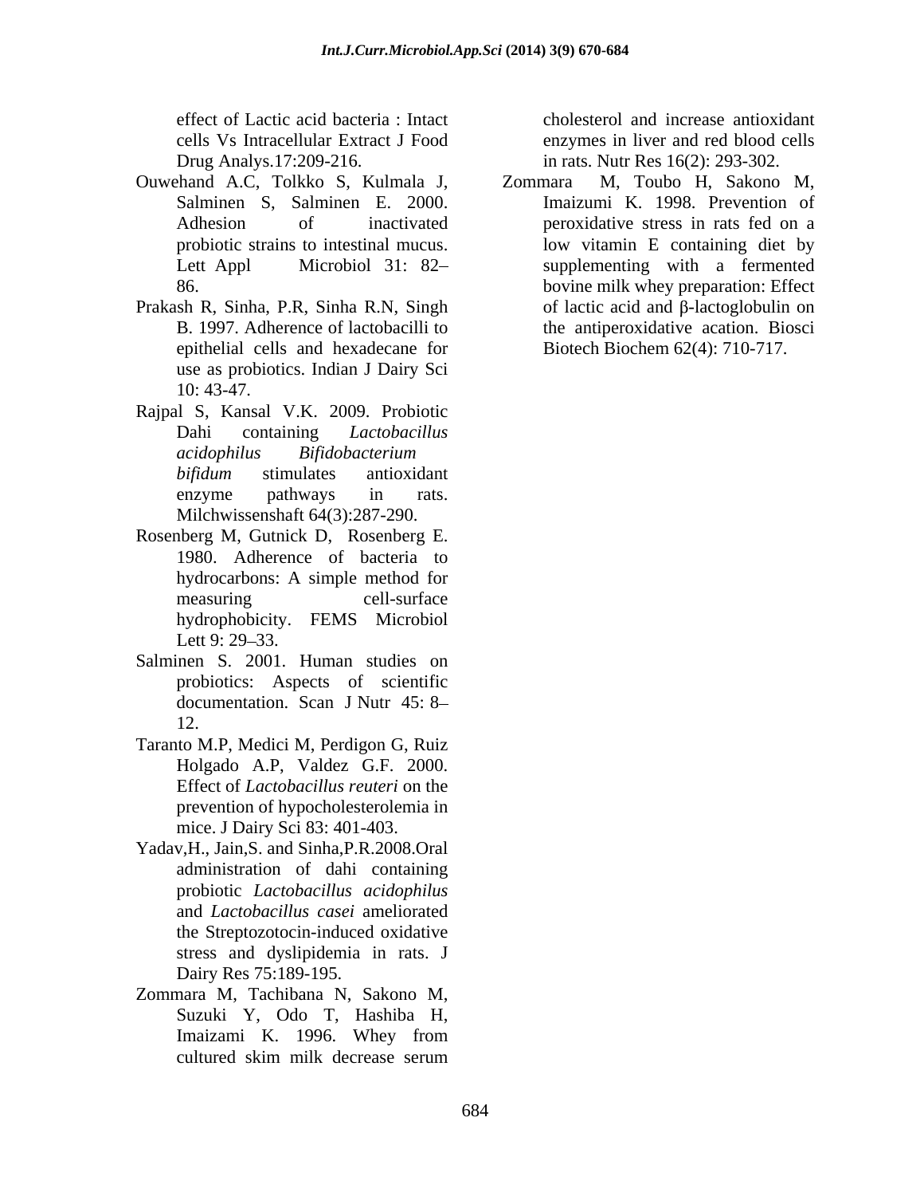effect of Lactic acid bacteria : Intact cells Vs Intracellular Extract J Food Drug Analys.17:209-216.

Ouwehand A.C, Tolkko S, Kulmala J, Salminen S, Salminen E. 2000. Adhesion of inactivated probiotic strains to intestinal mucus. Lett Appl Microbiol 31: 82–86.

Prakash R, Sinha, P.R, Sinha R.N, Singh B. 1997. Adherence of lactobacilli to epithelial cells and hexadecane for use as probiotics. Indian J Dairy Sci 10: 43-47.

Rajpal S, Kansal V.K. 2009. Probiotic Dahi containing *Lactobacillus acidophilus Bifidobacterium bifidum* stimulates antioxidant enzyme pathways in rats. Milchwissenshaft 64(3):287-290.

Rosenberg M, Gutnick D, Rosenberg E. 1980. Adherence of bacteria to hydrocarbons: A simple method for measuring cell-surface hydrophobicity. FEMS Microbiol Lett 9: 29–33.

Salminen S. 2001. Human studies on probiotics: Aspects of scientific documentation. Scan J Nutr 45: 8–12.

Taranto M.P, Medici M, Perdigon G, Ruiz Holgado A.P, Valdez G.F. 2000. Effect of *Lactobacillus reuteri* on the prevention of hypocholesterolemia in mice. J Dairy Sci 83: 401-403.

Yadav,H., Jain,S. and Sinha,P.R.2008.Oral administration of dahi containing probiotic *Lactobacillus acidophilus* and *Lactobacillus casei* ameliorated the Streptozotocin-induced oxidative stress and dyslipidemia in rats. J Dairy Res 75:189-195.

Zommara M, Tachibana N, Sakono M, Suzuki Y, Odo T, Hashiba H, Imaizami K. 1996. Whey from cultured skim milk decrease serum cholesterol and increase antioxidant enzymes in liver and red blood cells in rats. Nutr Res 16(2): 293-302.

Zommara M, Toubo H, Sakono M, Imaizumi K. 1998. Prevention of peroxidative stress in rats fed on a low vitamin E containing diet by supplementing with a fermented bovine milk whey preparation: Effect of lactic acid and β-lactoglobulin on the antiperoxidative acation. Biosci Biotech Biochem 62(4): 710-717.